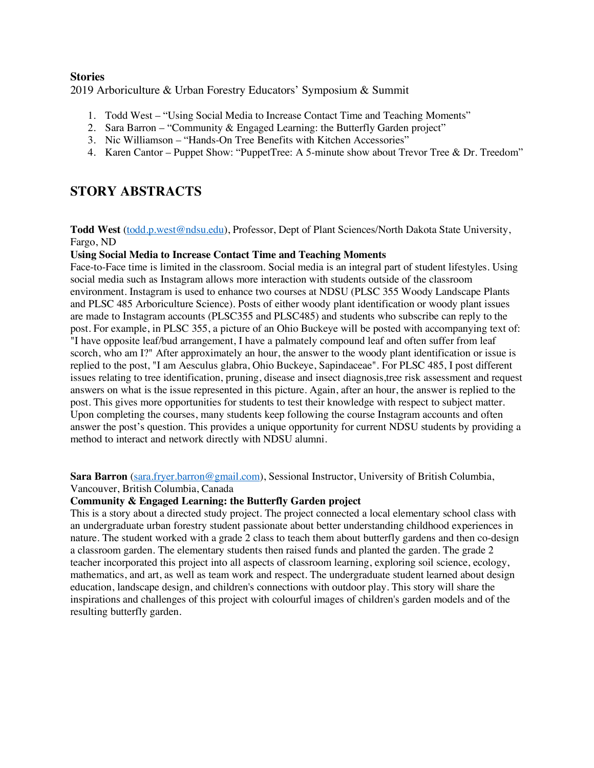**Stories**

2019 Arboriculture & Urban Forestry Educators' Symposium & Summit

1. Todd West – "Using Social Media to Increase Contact Time and Teaching Moments"
2. Sara Barron – "Community & Engaged Learning: the Butterfly Garden project"
3. Nic Williamson – "Hands-On Tree Benefits with Kitchen Accessories"
4. Karen Cantor – Puppet Show: "PuppetTree: A 5-minute show about Trevor Tree & Dr. Treedom"

## STORY ABSTRACTS

**Todd West** (todd.p.west@ndsu.edu), Professor, Dept of Plant Sciences/North Dakota State University, Fargo, ND

**Using Social Media to Increase Contact Time and Teaching Moments**

Face-to-Face time is limited in the classroom. Social media is an integral part of student lifestyles. Using social media such as Instagram allows more interaction with students outside of the classroom environment. Instagram is used to enhance two courses at NDSU (PLSC 355 Woody Landscape Plants and PLSC 485 Arboriculture Science). Posts of either woody plant identification or woody plant issues are made to Instagram accounts (PLSC355 and PLSC485) and students who subscribe can reply to the post. For example, in PLSC 355, a picture of an Ohio Buckeye will be posted with accompanying text of: "I have opposite leaf/bud arrangement, I have a palmately compound leaf and often suffer from leaf scorch, who am I?" After approximately an hour, the answer to the woody plant identification or issue is replied to the post, "I am Aesculus glabra, Ohio Buckeye, Sapindaceae". For PLSC 485, I post different issues relating to tree identification, pruning, disease and insect diagnosis,tree risk assessment and request answers on what is the issue represented in this picture. Again, after an hour, the answer is replied to the post. This gives more opportunities for students to test their knowledge with respect to subject matter. Upon completing the courses, many students keep following the course Instagram accounts and often answer the post's question. This provides a unique opportunity for current NDSU students by providing a method to interact and network directly with NDSU alumni.

**Sara Barron** (sara.fryer.barron@gmail.com), Sessional Instructor, University of British Columbia, Vancouver, British Columbia, Canada

**Community & Engaged Learning: the Butterfly Garden project**

This is a story about a directed study project. The project connected a local elementary school class with an undergraduate urban forestry student passionate about better understanding childhood experiences in nature. The student worked with a grade 2 class to teach them about butterfly gardens and then co-design a classroom garden. The elementary students then raised funds and planted the garden. The grade 2 teacher incorporated this project into all aspects of classroom learning, exploring soil science, ecology, mathematics, and art, as well as team work and respect. The undergraduate student learned about design education, landscape design, and children's connections with outdoor play. This story will share the inspirations and challenges of this project with colourful images of children's garden models and of the resulting butterfly garden.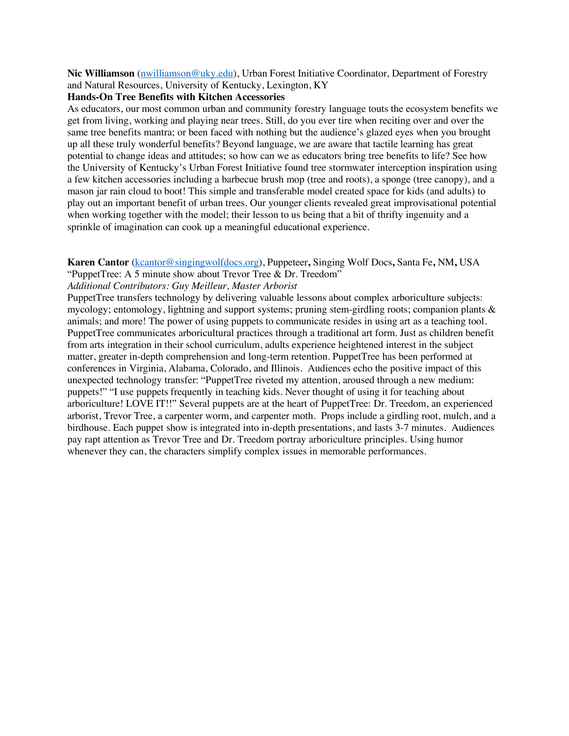**Nic Williamson** ([nwilliamson@uky.edu](mailto:nwilliamson@uky.edu)), Urban Forest Initiative Coordinator, Department of Forestry and Natural Resources, University of Kentucky, Lexington, KY

**Hands-On Tree Benefits with Kitchen Accessories**

As educators, our most common urban and community forestry language touts the ecosystem benefits we get from living, working and playing near trees. Still, do you ever tire when reciting over and over the same tree benefits mantra; or been faced with nothing but the audience's glazed eyes when you brought up all these truly wonderful benefits? Beyond language, we are aware that tactile learning has great potential to change ideas and attitudes; so how can we as educators bring tree benefits to life? See how the University of Kentucky's Urban Forest Initiative found tree stormwater interception inspiration using a few kitchen accessories including a barbecue brush mop (tree and roots), a sponge (tree canopy), and a mason jar rain cloud to boot! This simple and transferable model created space for kids (and adults) to play out an important benefit of urban trees. Our younger clients revealed great improvisational potential when working together with the model; their lesson to us being that a bit of thrifty ingenuity and a sprinkle of imagination can cook up a meaningful educational experience.

**Karen Cantor** ([kcantor@singingwolfdocs.org](mailto:kcantor@singingwolfdocs.org)), Puppeteer**,** Singing Wolf Docs**,** Santa Fe**,** NM**,** USA

"PuppetTree: A 5 minute show about Trevor Tree & Dr. Treedom"

*Additional Contributors: Guy Meilleur, Master Arborist*

PuppetTree transfers technology by delivering valuable lessons about complex arboriculture subjects: mycology; entomology, lightning and support systems; pruning stem-girdling roots; companion plants & animals; and more! The power of using puppets to communicate resides in using art as a teaching tool. PuppetTree communicates arboricultural practices through a traditional art form. Just as children benefit from arts integration in their school curriculum, adults experience heightened interest in the subject matter, greater in-depth comprehension and long-term retention. PuppetTree has been performed at conferences in Virginia, Alabama, Colorado, and Illinois. Audiences echo the positive impact of this unexpected technology transfer: "PuppetTree riveted my attention, aroused through a new medium: puppets!" "I use puppets frequently in teaching kids. Never thought of using it for teaching about arboriculture! LOVE IT!!" Several puppets are at the heart of PuppetTree: Dr. Treedom, an experienced arborist, Trevor Tree, a carpenter worm, and carpenter moth. Props include a girdling root, mulch, and a birdhouse. Each puppet show is integrated into in-depth presentations, and lasts 3-7 minutes. Audiences pay rapt attention as Trevor Tree and Dr. Treedom portray arboriculture principles. Using humor whenever they can, the characters simplify complex issues in memorable performances.